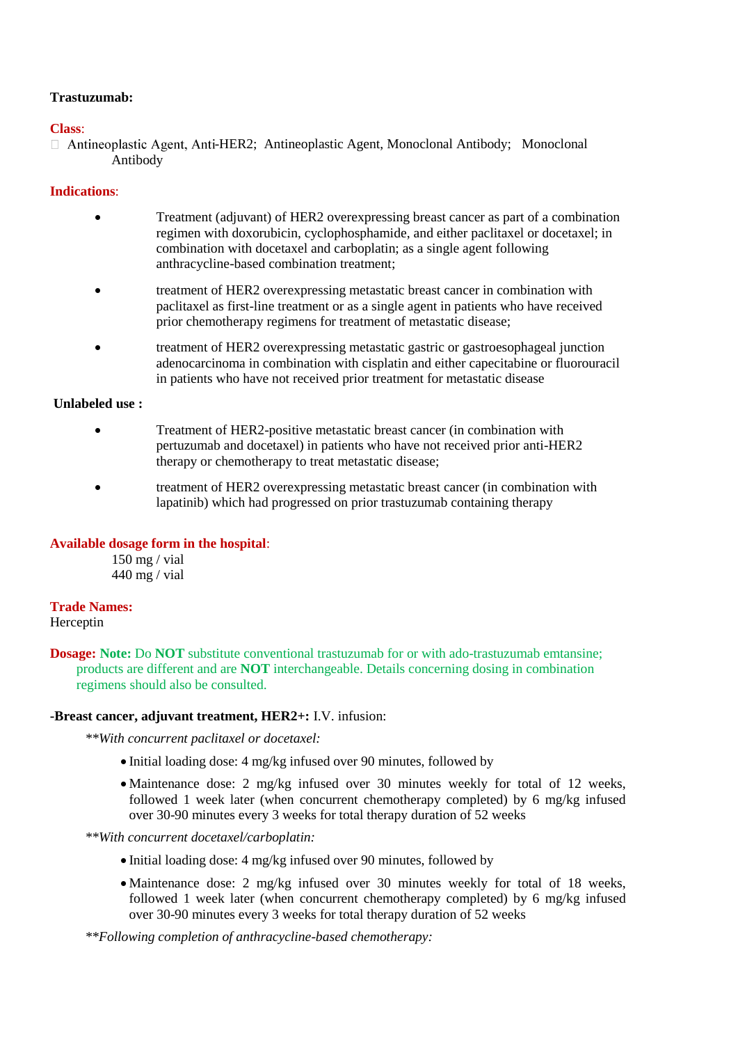**Trastuzumab:**

**Class**:

- Antineoplastic Agent, Anti-HER2; Antineoplastic Agent, Monoclonal Antibody; Monoclonal Antibody

**Indications**:

- Treatment (adjuvant) of HER2 overexpressing breast cancer as part of a combination regimen with doxorubicin, cyclophosphamide, and either paclitaxel or docetaxel; in combination with docetaxel and carboplatin; as a single agent following anthracycline-based combination treatment;
- treatment of HER2 overexpressing metastatic breast cancer in combination with paclitaxel as first-line treatment or as a single agent in patients who have received prior chemotherapy regimens for treatment of metastatic disease;
- treatment of HER2 overexpressing metastatic gastric or gastroesophageal junction adenocarcinoma in combination with cisplatin and either capecitabine or fluorouracil in patients who have not received prior treatment for metastatic disease

**Unlabeled use :**

- Treatment of HER2-positive metastatic breast cancer (in combination with pertuzumab and docetaxel) in patients who have not received prior anti-HER2 therapy or chemotherapy to treat metastatic disease;
- treatment of HER2 overexpressing metastatic breast cancer (in combination with lapatinib) which had progressed on prior trastuzumab containing therapy

**Available dosage form in the hospital**:

150 mg / vial
440 mg / vial

**Trade Names:**
Herceptin

**Dosage: Note:** Do **NOT** substitute conventional trastuzumab for or with ado-trastuzumab emtansine; products are different and are **NOT** interchangeable. Details concerning dosing in combination regimens should also be consulted.

**-Breast cancer, adjuvant treatment, HER2+:** I.V. infusion:

*\*\*With concurrent paclitaxel or docetaxel:*

- Initial loading dose: 4 mg/kg infused over 90 minutes, followed by
- Maintenance dose: 2 mg/kg infused over 30 minutes weekly for total of 12 weeks, followed 1 week later (when concurrent chemotherapy completed) by 6 mg/kg infused over 30-90 minutes every 3 weeks for total therapy duration of 52 weeks

*\*\*With concurrent docetaxel/carboplatin:*

- Initial loading dose: 4 mg/kg infused over 90 minutes, followed by
- Maintenance dose: 2 mg/kg infused over 30 minutes weekly for total of 18 weeks, followed 1 week later (when concurrent chemotherapy completed) by 6 mg/kg infused over 30-90 minutes every 3 weeks for total therapy duration of 52 weeks

*\*\*Following completion of anthracycline-based chemotherapy:*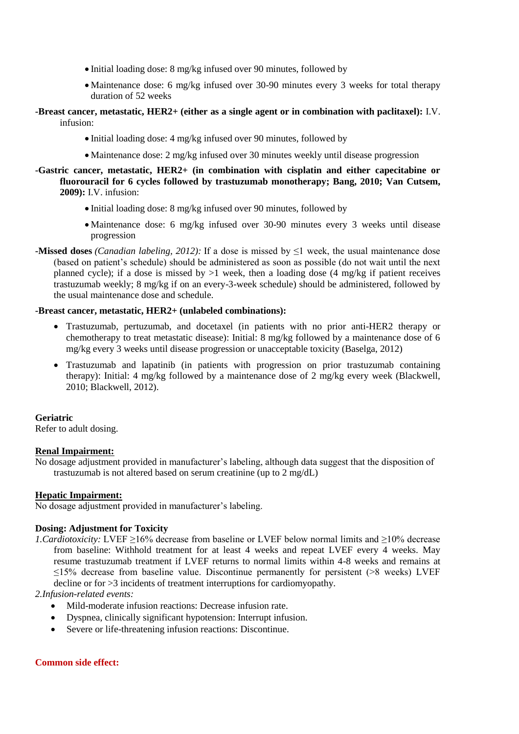- Initial loading dose: 8 mg/kg infused over 90 minutes, followed by
- Maintenance dose: 6 mg/kg infused over 30-90 minutes every 3 weeks for total therapy duration of 52 weeks

**-Breast cancer, metastatic, HER2+ (either as a single agent or in combination with paclitaxel):** I.V. infusion:

- Initial loading dose: 4 mg/kg infused over 90 minutes, followed by
- Maintenance dose: 2 mg/kg infused over 30 minutes weekly until disease progression

**-Gastric cancer, metastatic, HER2+ (in combination with cisplatin and either capecitabine or fluorouracil for 6 cycles followed by trastuzumab monotherapy; Bang, 2010; Van Cutsem, 2009):** I.V. infusion:

- Initial loading dose: 8 mg/kg infused over 90 minutes, followed by
- Maintenance dose: 6 mg/kg infused over 30-90 minutes every 3 weeks until disease progression

**-Missed doses** *(Canadian labeling, 2012):* If a dose is missed by ≤1 week, the usual maintenance dose (based on patient's schedule) should be administered as soon as possible (do not wait until the next planned cycle); if a dose is missed by >1 week, then a loading dose (4 mg/kg if patient receives trastuzumab weekly; 8 mg/kg if on an every-3-week schedule) should be administered, followed by the usual maintenance dose and schedule.

**-Breast cancer, metastatic, HER2+ (unlabeled combinations):**

- Trastuzumab, pertuzumab, and docetaxel (in patients with no prior anti-HER2 therapy or chemotherapy to treat metastatic disease): Initial: 8 mg/kg followed by a maintenance dose of 6 mg/kg every 3 weeks until disease progression or unacceptable toxicity (Baselga, 2012)
- Trastuzumab and lapatinib (in patients with progression on prior trastuzumab containing therapy): Initial: 4 mg/kg followed by a maintenance dose of 2 mg/kg every week (Blackwell, 2010; Blackwell, 2012).

**Geriatric**

Refer to adult dosing.

**Renal Impairment:**

No dosage adjustment provided in manufacturer's labeling, although data suggest that the disposition of trastuzumab is not altered based on serum creatinine (up to 2 mg/dL)

**Hepatic Impairment:**

No dosage adjustment provided in manufacturer's labeling.

**Dosing: Adjustment for Toxicity**

*1.Cardiotoxicity:* LVEF ≥16% decrease from baseline or LVEF below normal limits and ≥10% decrease from baseline: Withhold treatment for at least 4 weeks and repeat LVEF every 4 weeks. May resume trastuzumab treatment if LVEF returns to normal limits within 4-8 weeks and remains at ≤15% decrease from baseline value. Discontinue permanently for persistent (>8 weeks) LVEF decline or for >3 incidents of treatment interruptions for cardiomyopathy.

*2.Infusion-related events:*

- Mild-moderate infusion reactions: Decrease infusion rate.
- Dyspnea, clinically significant hypotension: Interrupt infusion.
- Severe or life-threatening infusion reactions: Discontinue.

**Common side effect:**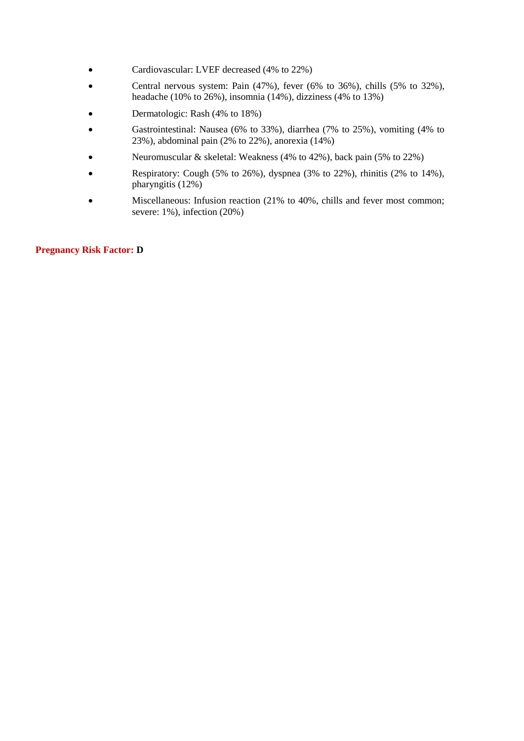- Cardiovascular: LVEF decreased (4% to 22%)
- Central nervous system: Pain (47%), fever (6% to 36%), chills (5% to 32%), headache (10% to 26%), insomnia (14%), dizziness (4% to 13%)
- Dermatologic: Rash (4% to 18%)
- Gastrointestinal: Nausea (6% to 33%), diarrhea (7% to 25%), vomiting (4% to 23%), abdominal pain (2% to 22%), anorexia (14%)
- Neuromuscular & skeletal: Weakness (4% to 42%), back pain (5% to 22%)
- Respiratory: Cough (5% to 26%), dyspnea (3% to 22%), rhinitis (2% to 14%), pharyngitis (12%)
- Miscellaneous: Infusion reaction (21% to 40%, chills and fever most common; severe: 1%), infection (20%)

**Pregnancy Risk Factor: D**